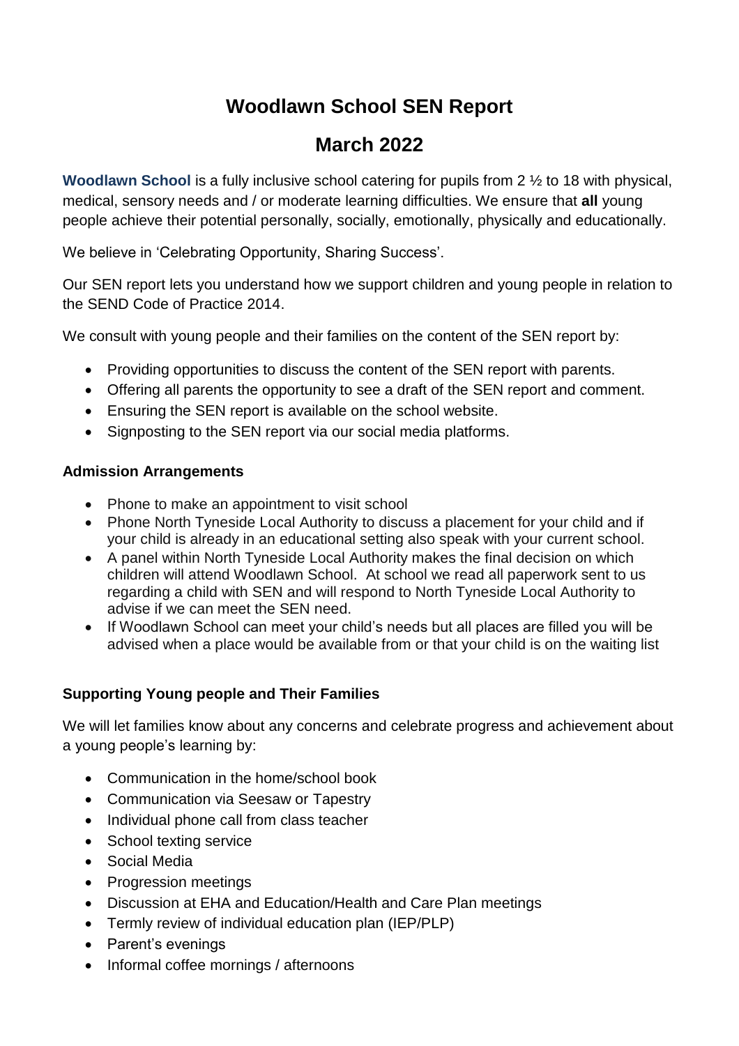# Woodlawn School SEN Report

# March 2022

**Woodlawn School** is a fully inclusive school catering for pupils from 2 ½ to 18 with physical, medical, sensory needs and / or moderate learning difficulties. We ensure that **all** young people achieve their potential personally, socially, emotionally, physically and educationally.

We believe in 'Celebrating Opportunity, Sharing Success'.

Our SEN report lets you understand how we support children and young people in relation to the SEND Code of Practice 2014.

We consult with young people and their families on the content of the SEN report by:

- Providing opportunities to discuss the content of the SEN report with parents.
- Offering all parents the opportunity to see a draft of the SEN report and comment.
- Ensuring the SEN report is available on the school website.
- Signposting to the SEN report via our social media platforms.

**Admission Arrangements**

- Phone to make an appointment to visit school
- Phone North Tyneside Local Authority to discuss a placement for your child and if your child is already in an educational setting also speak with your current school.
- A panel within North Tyneside Local Authority makes the final decision on which children will attend Woodlawn School. At school we read all paperwork sent to us regarding a child with SEN and will respond to North Tyneside Local Authority to advise if we can meet the SEN need.
- If Woodlawn School can meet your child's needs but all places are filled you will be advised when a place would be available from or that your child is on the waiting list

**Supporting Young people and Their Families**

We will let families know about any concerns and celebrate progress and achievement about a young people's learning by:

- Communication in the home/school book
- Communication via Seesaw or Tapestry
- Individual phone call from class teacher
- School texting service
- Social Media
- Progression meetings
- Discussion at EHA and Education/Health and Care Plan meetings
- Termly review of individual education plan (IEP/PLP)
- Parent's evenings
- Informal coffee mornings / afternoons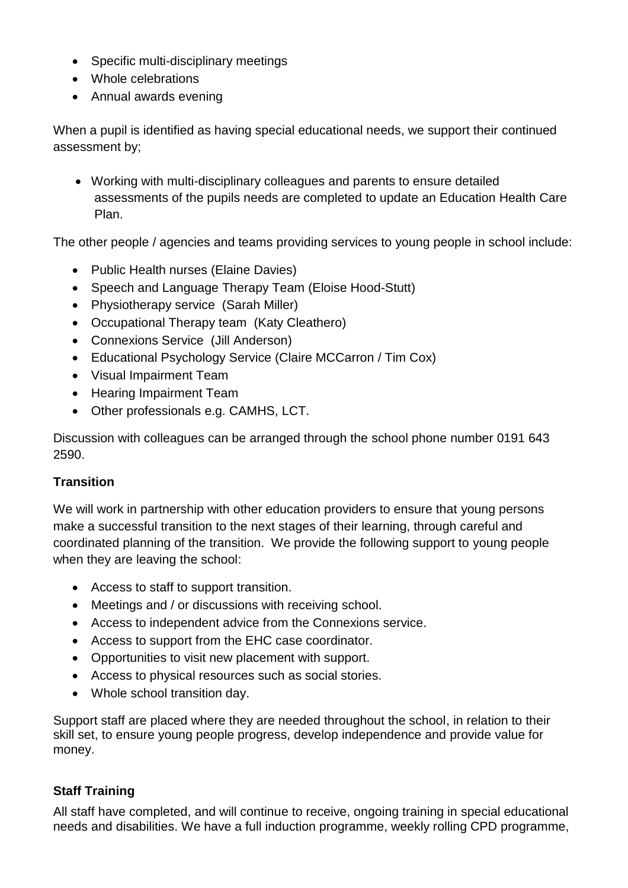- Specific multi-disciplinary meetings
- Whole celebrations
- Annual awards evening

When a pupil is identified as having special educational needs, we support their continued assessment by;

- Working with multi-disciplinary colleagues and parents to ensure detailed assessments of the pupils needs are completed to update an Education Health Care Plan.

The other people / agencies and teams providing services to young people in school include:

- Public Health nurses (Elaine Davies)
- Speech and Language Therapy Team (Eloise Hood-Stutt)
- Physiotherapy service (Sarah Miller)
- Occupational Therapy team (Katy Cleathero)
- Connexions Service (Jill Anderson)
- Educational Psychology Service (Claire MCCarron / Tim Cox)
- Visual Impairment Team
- Hearing Impairment Team
- Other professionals e.g. CAMHS, LCT.

Discussion with colleagues can be arranged through the school phone number 0191 643 2590.

**Transition**

We will work in partnership with other education providers to ensure that young persons make a successful transition to the next stages of their learning, through careful and coordinated planning of the transition. We provide the following support to young people when they are leaving the school:

- Access to staff to support transition.
- Meetings and / or discussions with receiving school.
- Access to independent advice from the Connexions service.
- Access to support from the EHC case coordinator.
- Opportunities to visit new placement with support.
- Access to physical resources such as social stories.
- Whole school transition day.

Support staff are placed where they are needed throughout the school, in relation to their skill set, to ensure young people progress, develop independence and provide value for money.

**Staff Training**

All staff have completed, and will continue to receive, ongoing training in special educational needs and disabilities. We have a full induction programme, weekly rolling CPD programme,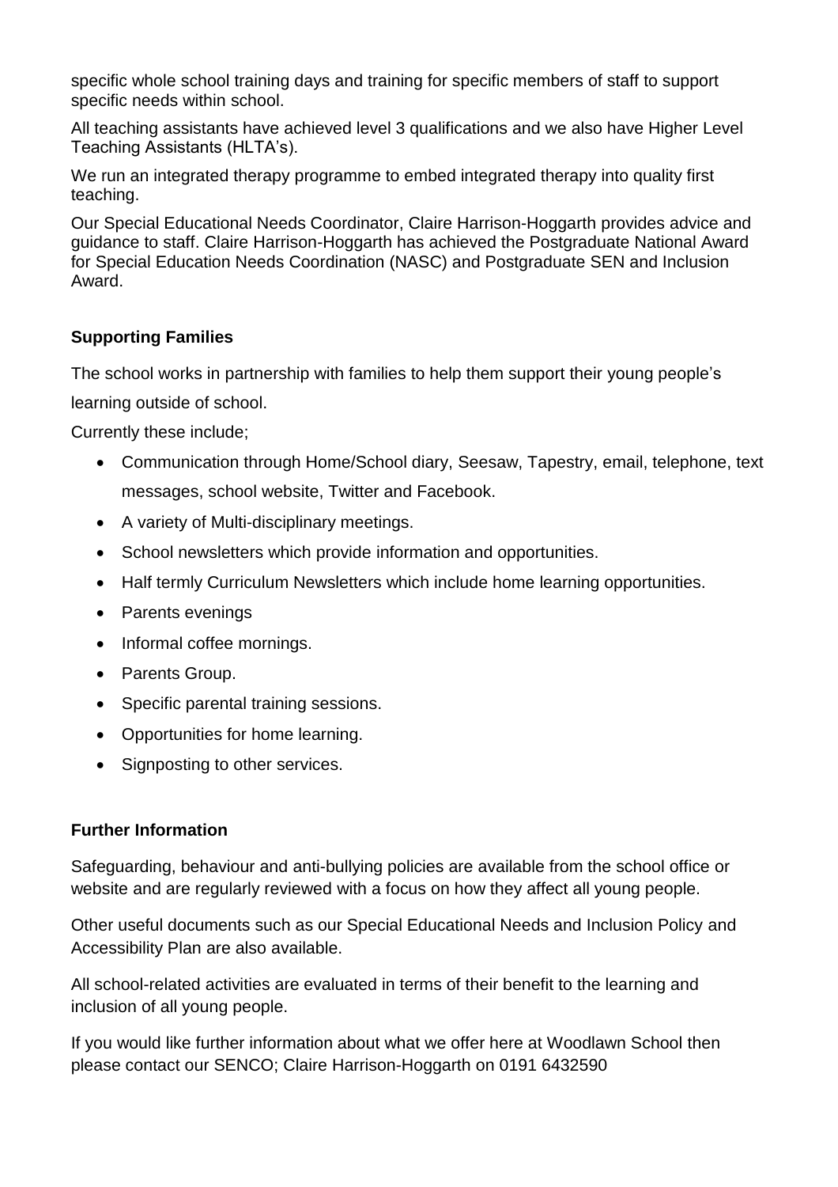specific whole school training days and training for specific members of staff to support specific needs within school.

All teaching assistants have achieved level 3 qualifications and we also have Higher Level Teaching Assistants (HLTA's).

We run an integrated therapy programme to embed integrated therapy into quality first teaching.

Our Special Educational Needs Coordinator, Claire Harrison-Hoggarth provides advice and guidance to staff. Claire Harrison-Hoggarth has achieved the Postgraduate National Award for Special Education Needs Coordination (NASC) and Postgraduate SEN and Inclusion Award.

**Supporting Families**

The school works in partnership with families to help them support their young people's learning outside of school.

Currently these include;

- Communication through Home/School diary, Seesaw, Tapestry, email, telephone, text messages, school website, Twitter and Facebook.
- A variety of Multi-disciplinary meetings.
- School newsletters which provide information and opportunities.
- Half termly Curriculum Newsletters which include home learning opportunities.
- Parents evenings
- Informal coffee mornings.
- Parents Group.
- Specific parental training sessions.
- Opportunities for home learning.
- Signposting to other services.

**Further Information**

Safeguarding, behaviour and anti-bullying policies are available from the school office or website and are regularly reviewed with a focus on how they affect all young people.

Other useful documents such as our Special Educational Needs and Inclusion Policy and Accessibility Plan are also available.

All school-related activities are evaluated in terms of their benefit to the learning and inclusion of all young people.

If you would like further information about what we offer here at Woodlawn School then please contact our SENCO; Claire Harrison-Hoggarth on 0191 6432590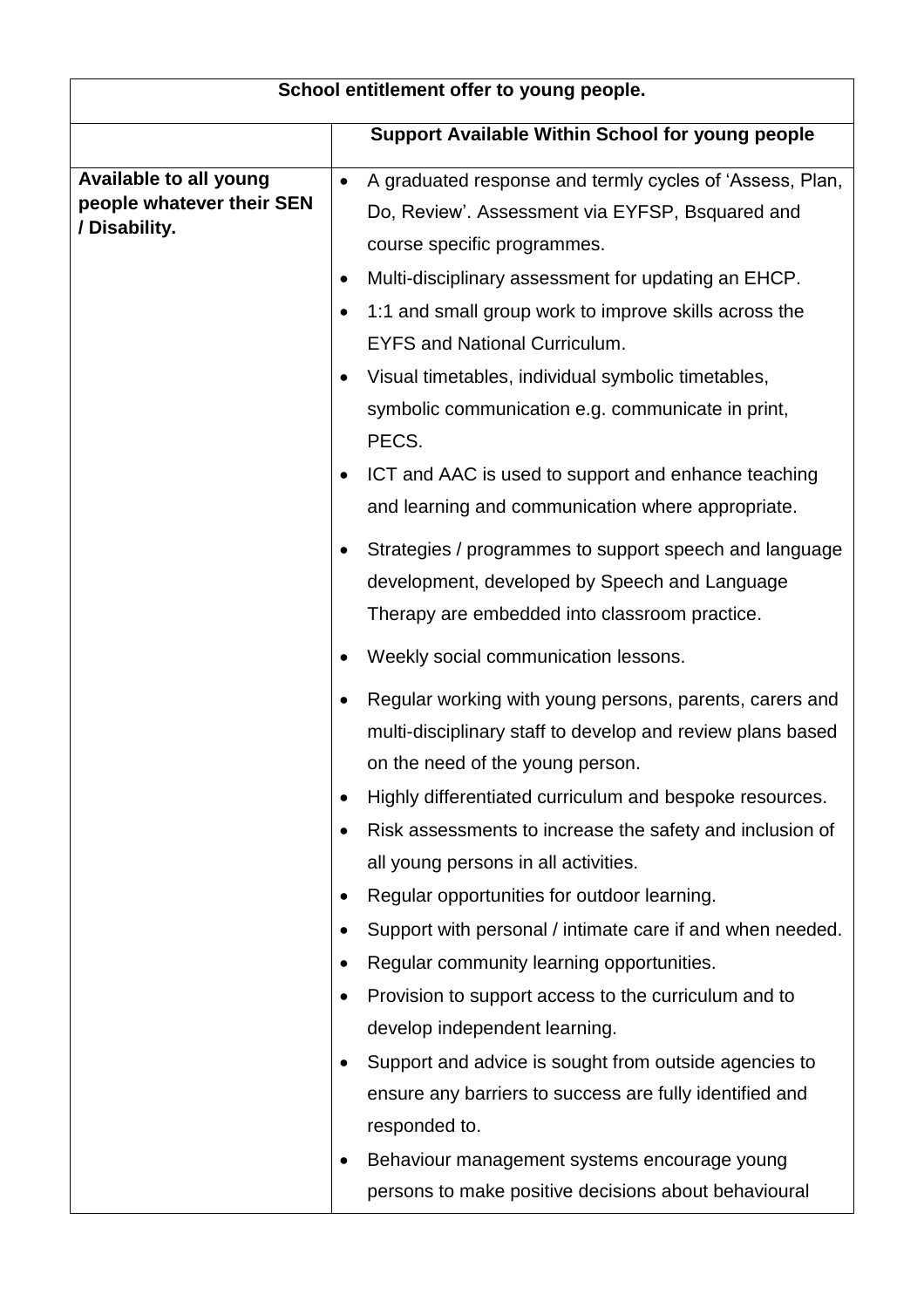| School entitlement offer to young people. | |
|---|---|
| | **Support Available Within School for young people** |
| **Available to all young people whatever their SEN / Disability.** | • A graduated response and termly cycles of 'Assess, Plan, Do, Review'. Assessment via EYFSP, Bsquared and course specific programmes.<br>• Multi-disciplinary assessment for updating an EHCP.<br>• 1:1 and small group work to improve skills across the EYFS and National Curriculum.<br>• Visual timetables, individual symbolic timetables, symbolic communication e.g. communicate in print, PECS.<br>• ICT and AAC is used to support and enhance teaching and learning and communication where appropriate.<br>• Strategies / programmes to support speech and language development, developed by Speech and Language Therapy are embedded into classroom practice.<br>• Weekly social communication lessons.<br>• Regular working with young persons, parents, carers and multi-disciplinary staff to develop and review plans based on the need of the young person.<br>• Highly differentiated curriculum and bespoke resources.<br>• Risk assessments to increase the safety and inclusion of all young persons in all activities.<br>• Regular opportunities for outdoor learning.<br>• Support with personal / intimate care if and when needed.<br>• Regular community learning opportunities.<br>• Provision to support access to the curriculum and to develop independent learning.<br>• Support and advice is sought from outside agencies to ensure any barriers to success are fully identified and responded to.<br>• Behaviour management systems encourage young persons to make positive decisions about behavioural |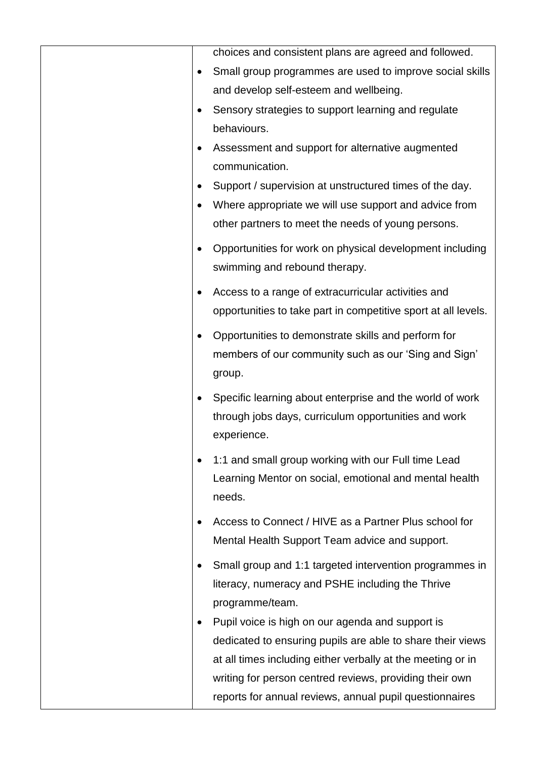| | choices and consistent plans are agreed and followed.<br>• Small group programmes are used to improve social skills and develop self-esteem and wellbeing.<br>• Sensory strategies to support learning and regulate behaviours.<br>• Assessment and support for alternative augmented communication.<br>• Support / supervision at unstructured times of the day.<br>• Where appropriate we will use support and advice from other partners to meet the needs of young persons.<br>• Opportunities for work on physical development including swimming and rebound therapy.<br>• Access to a range of extracurricular activities and opportunities to take part in competitive sport at all levels.<br>• Opportunities to demonstrate skills and perform for members of our community such as our 'Sing and Sign' group.<br>• Specific learning about enterprise and the world of work through jobs days, curriculum opportunities and work experience.<br>• 1:1 and small group working with our Full time Lead Learning Mentor on social, emotional and mental health needs.<br>• Access to Connect / HIVE as a Partner Plus school for Mental Health Support Team advice and support.<br>• Small group and 1:1 targeted intervention programmes in literacy, numeracy and PSHE including the Thrive programme/team.<br>• Pupil voice is high on our agenda and support is dedicated to ensuring pupils are able to share their views at all times including either verbally at the meeting or in writing for person centred reviews, providing their own reports for annual reviews, annual pupil questionnaires |
|---|---|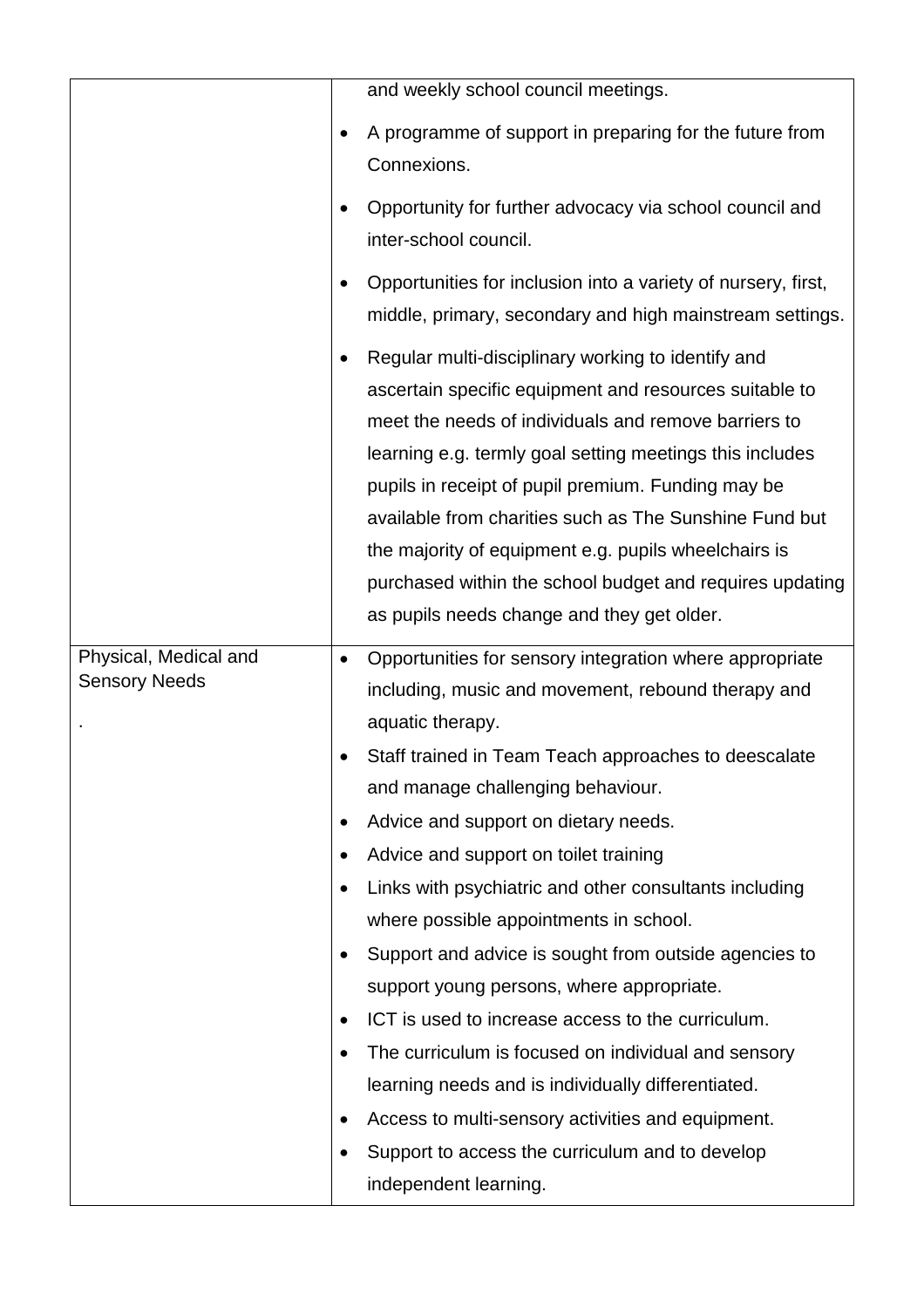| | |
|---|---|
| | and weekly school council meetings.<br>• A programme of support in preparing for the future from Connexions.<br>• Opportunity for further advocacy via school council and inter-school council.<br>• Opportunities for inclusion into a variety of nursery, first, middle, primary, secondary and high mainstream settings.<br>• Regular multi-disciplinary working to identify and ascertain specific equipment and resources suitable to meet the needs of individuals and remove barriers to learning e.g. termly goal setting meetings this includes pupils in receipt of pupil premium. Funding may be available from charities such as The Sunshine Fund but the majority of equipment e.g. pupils wheelchairs is purchased within the school budget and requires updating as pupils needs change and they get older. |
| Physical, Medical and Sensory Needs<br>. | • Opportunities for sensory integration where appropriate including, music and movement, rebound therapy and aquatic therapy.<br>• Staff trained in Team Teach approaches to deescalate and manage challenging behaviour.<br>• Advice and support on dietary needs.<br>• Advice and support on toilet training<br>• Links with psychiatric and other consultants including where possible appointments in school.<br>• Support and advice is sought from outside agencies to support young persons, where appropriate.<br>• ICT is used to increase access to the curriculum.<br>• The curriculum is focused on individual and sensory learning needs and is individually differentiated.<br>• Access to multi-sensory activities and equipment.<br>• Support to access the curriculum and to develop independent learning. |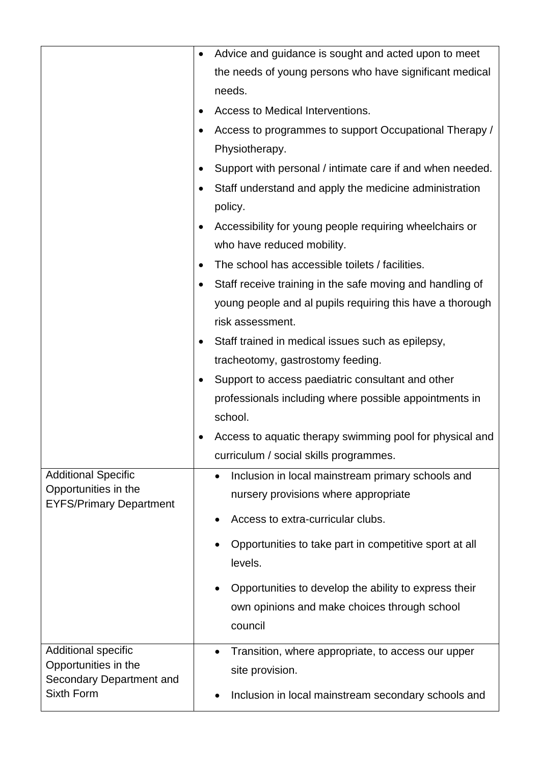| | |
|---|---|
| | <ul><li>Advice and guidance is sought and acted upon to meet the needs of young persons who have significant medical needs.</li><li>Access to Medical Interventions.</li><li>Access to programmes to support Occupational Therapy / Physiotherapy.</li><li>Support with personal / intimate care if and when needed.</li><li>Staff understand and apply the medicine administration policy.</li><li>Accessibility for young people requiring wheelchairs or who have reduced mobility.</li><li>The school has accessible toilets / facilities.</li><li>Staff receive training in the safe moving and handling of young people and al pupils requiring this have a thorough risk assessment.</li><li>Staff trained in medical issues such as epilepsy, tracheotomy, gastrostomy feeding.</li><li>Support to access paediatric consultant and other professionals including where possible appointments in school.</li><li>Access to aquatic therapy swimming pool for physical and curriculum / social skills programmes.</li></ul> |
| Additional Specific Opportunities in the EYFS/Primary Department | <ul><li>Inclusion in local mainstream primary schools and nursery provisions where appropriate</li><li>Access to extra-curricular clubs.</li><li>Opportunities to take part in competitive sport at all levels.</li><li>Opportunities to develop the ability to express their own opinions and make choices through school council</li></ul> |
| Additional specific Opportunities in the Secondary Department and Sixth Form | <ul><li>Transition, where appropriate, to access our upper site provision.</li><li>Inclusion in local mainstream secondary schools and</li></ul> |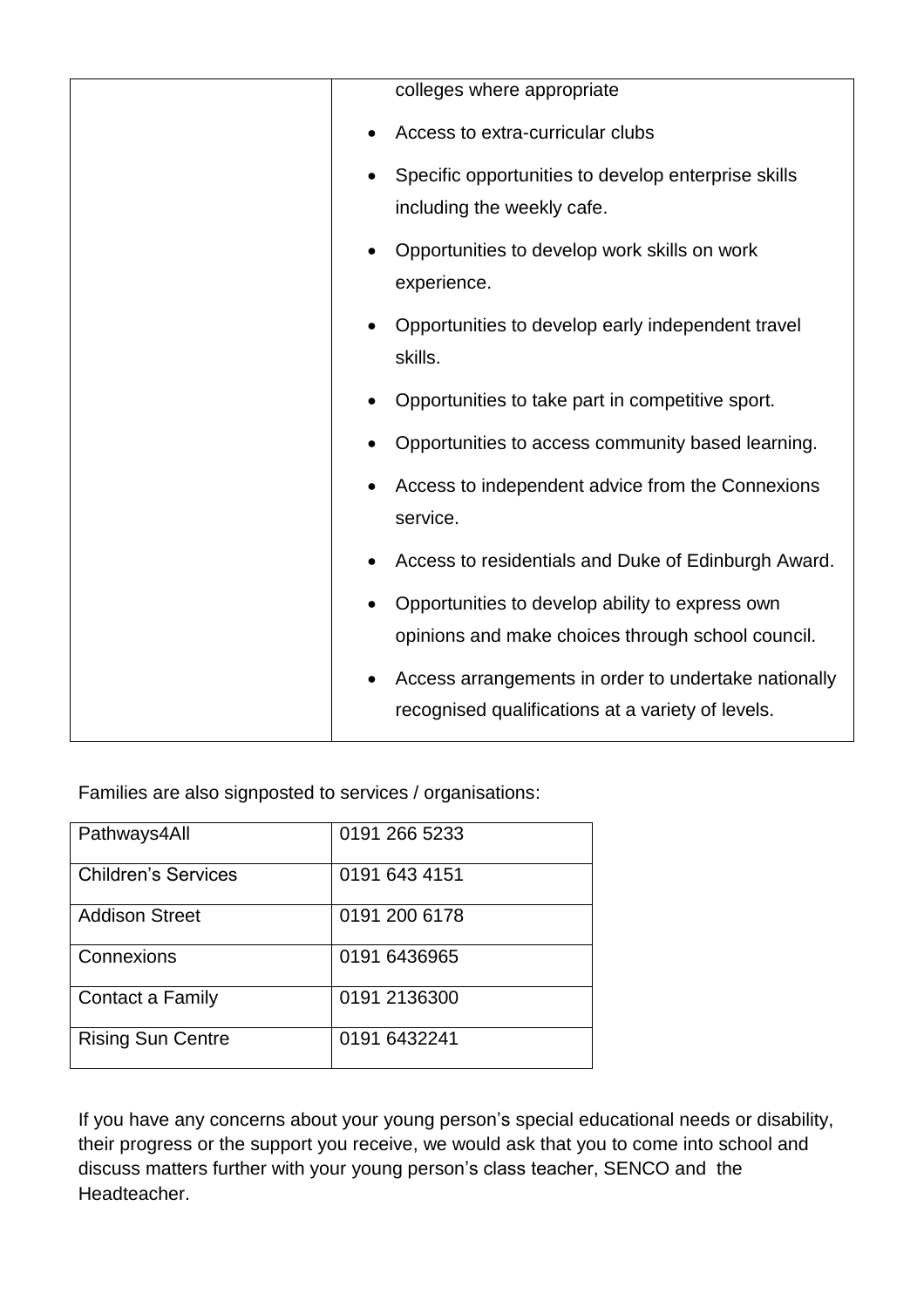| | |
|---|---|
| | colleges where appropriate<br>• Access to extra-curricular clubs<br>• Specific opportunities to develop enterprise skills including the weekly cafe.<br>• Opportunities to develop work skills on work experience.<br>• Opportunities to develop early independent travel skills.<br>• Opportunities to take part in competitive sport.<br>• Opportunities to access community based learning.<br>• Access to independent advice from the Connexions service.<br>• Access to residentials and Duke of Edinburgh Award.<br>• Opportunities to develop ability to express own opinions and make choices through school council.<br>• Access arrangements in order to undertake nationally recognised qualifications at a variety of levels. |

Families are also signposted to services / organisations:

| | |
|---|---|
| Pathways4All | 0191 266 5233 |
| Children's Services | 0191 643 4151 |
| Addison Street | 0191 200 6178 |
| Connexions | 0191 6436965 |
| Contact a Family | 0191 2136300 |
| Rising Sun Centre | 0191 6432241 |

If you have any concerns about your young person's special educational needs or disability, their progress or the support you receive, we would ask that you to come into school and discuss matters further with your young person's class teacher, SENCO and the Headteacher.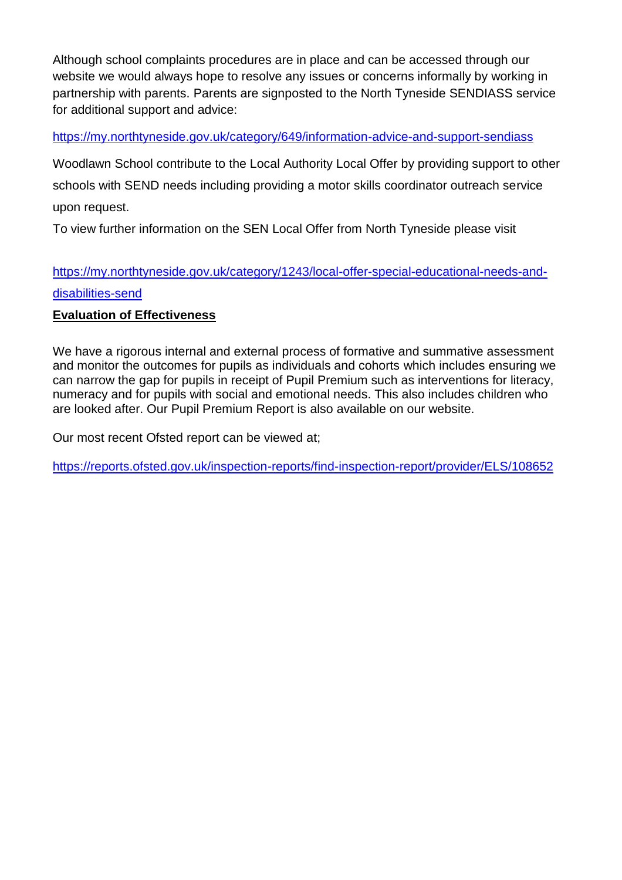Although school complaints procedures are in place and can be accessed through our website we would always hope to resolve any issues or concerns informally by working in partnership with parents. Parents are signposted to the North Tyneside SENDIASS service for additional support and advice:

https://my.northtyneside.gov.uk/category/649/information-advice-and-support-sendiass

Woodlawn School contribute to the Local Authority Local Offer by providing support to other schools with SEND needs including providing a motor skills coordinator outreach service upon request.

To view further information on the SEN Local Offer from North Tyneside please visit

https://my.northtyneside.gov.uk/category/1243/local-offer-special-educational-needs-and-disabilities-send

**Evaluation of Effectiveness**

We have a rigorous internal and external process of formative and summative assessment and monitor the outcomes for pupils as individuals and cohorts which includes ensuring we can narrow the gap for pupils in receipt of Pupil Premium such as interventions for literacy, numeracy and for pupils with social and emotional needs. This also includes children who are looked after. Our Pupil Premium Report is also available on our website.

Our most recent Ofsted report can be viewed at;

https://reports.ofsted.gov.uk/inspection-reports/find-inspection-report/provider/ELS/108652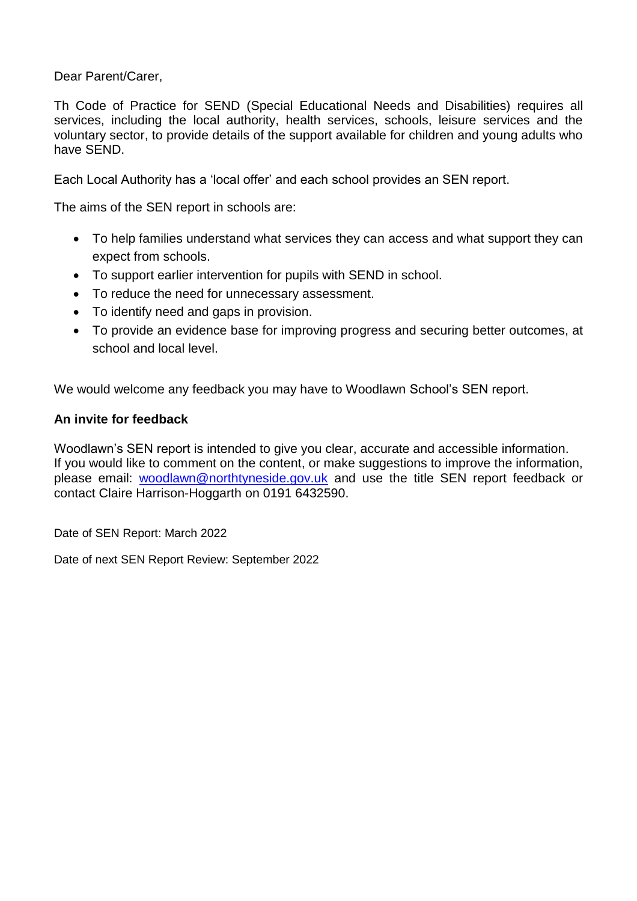Dear Parent/Carer,

Th Code of Practice for SEND (Special Educational Needs and Disabilities) requires all services, including the local authority, health services, schools, leisure services and the voluntary sector, to provide details of the support available for children and young adults who have SEND.

Each Local Authority has a 'local offer' and each school provides an SEN report.

The aims of the SEN report in schools are:

- To help families understand what services they can access and what support they can expect from schools.
- To support earlier intervention for pupils with SEND in school.
- To reduce the need for unnecessary assessment.
- To identify need and gaps in provision.
- To provide an evidence base for improving progress and securing better outcomes, at school and local level.

We would welcome any feedback you may have to Woodlawn School's SEN report.

**An invite for feedback**

Woodlawn's SEN report is intended to give you clear, accurate and accessible information. If you would like to comment on the content, or make suggestions to improve the information, please email: woodlawn@northtyneside.gov.uk and use the title SEN report feedback or contact Claire Harrison-Hoggarth on 0191 6432590.

Date of SEN Report: March 2022

Date of next SEN Report Review: September 2022